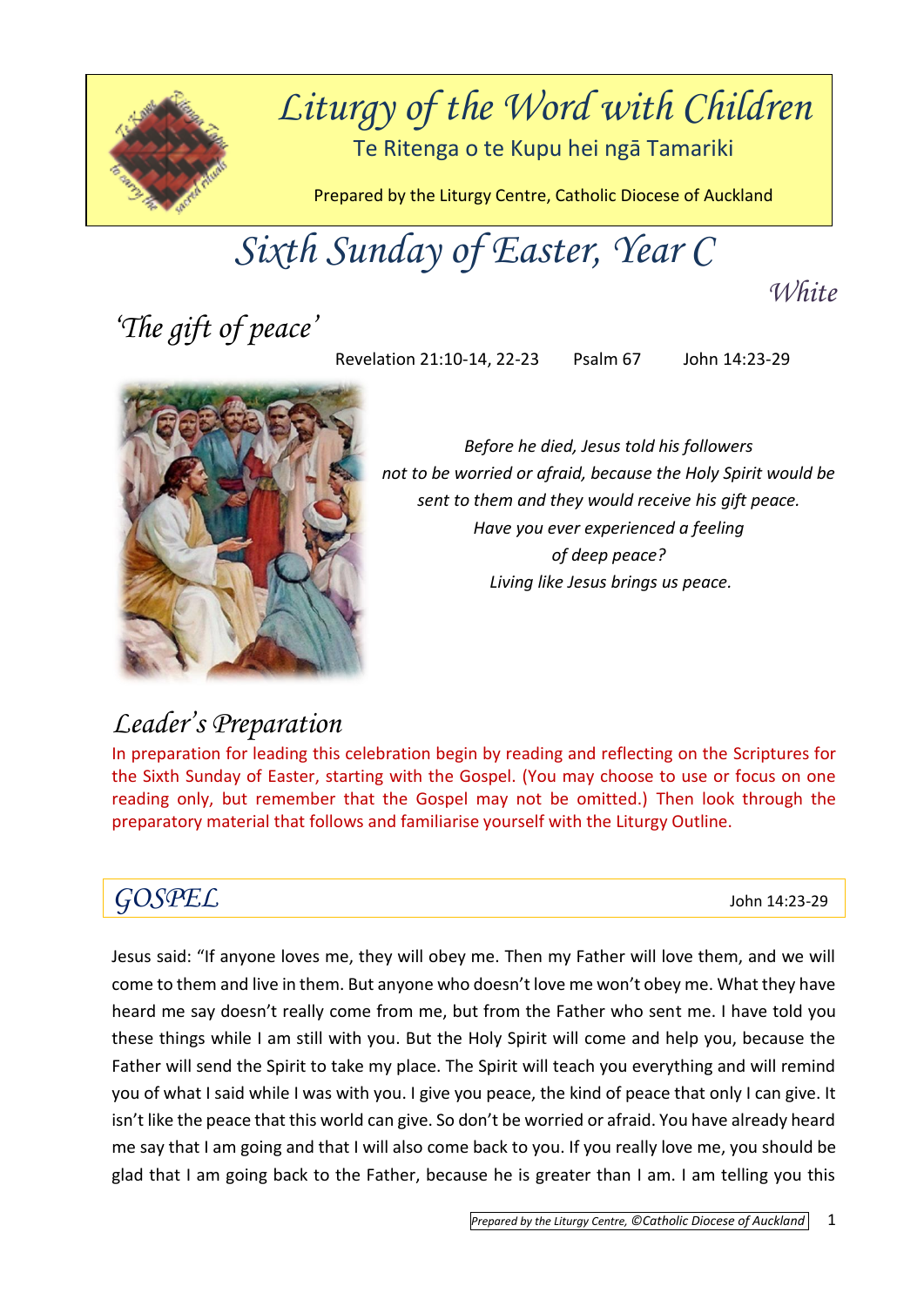# Liturgy of the Word with Children

Te Ritenga o te Kupu hei ngā Tamariki

Prepared by the Liturgy Centre, Catholic Diocese of Auckland

# Sixth Sunday of Easter, Year C

*White*

## 'The gift of peace'

Revelation 21:10-14, 22-23 Psalm 67 John 14:23-29

*Before he died, Jesus told his followers not to be worried or afraid, because the Holy Spirit would be sent to them and they would receive his gift peace. Have you ever experienced a feeling of deep peace? Living like Jesus brings us peace.*

## Leader's Preparation

In preparation for leading this celebration begin by reading and reflecting on the Scriptures for the Sixth Sunday of Easter, starting with the Gospel. (You may choose to use or focus on one reading only, but remember that the Gospel may not be omitted.) Then look through the preparatory material that follows and familiarise yourself with the Liturgy Outline.

## GOSPEL

John 14:23-29

Jesus said: "If anyone loves me, they will obey me. Then my Father will love them, and we will come to them and live in them. But anyone who doesn't love me won't obey me. What they have heard me say doesn't really come from me, but from the Father who sent me. I have told you these things while I am still with you. But the Holy Spirit will come and help you, because the Father will send the Spirit to take my place. The Spirit will teach you everything and will remind you of what I said while I was with you. I give you peace, the kind of peace that only I can give. It isn't like the peace that this world can give. So don't be worried or afraid. You have already heard me say that I am going and that I will also come back to you. If you really love me, you should be glad that I am going back to the Father, because he is greater than I am. I am telling you this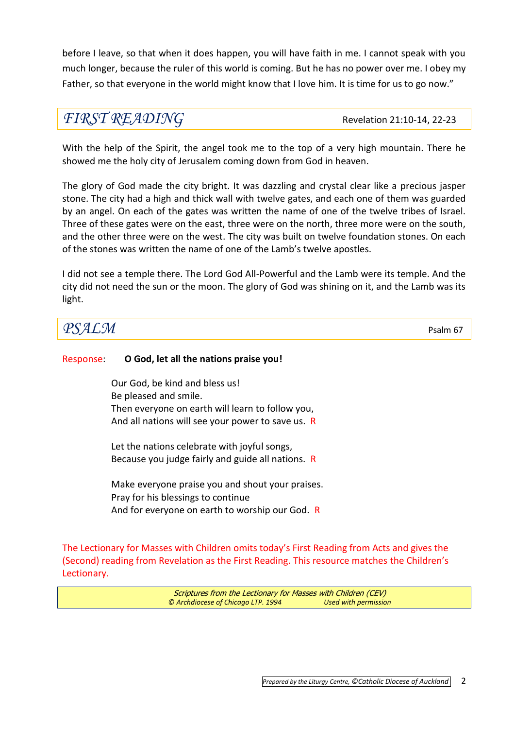before I leave, so that when it does happen, you will have faith in me. I cannot speak with you much longer, because the ruler of this world is coming. But he has no power over me. I obey my Father, so that everyone in the world might know that I love him. It is time for us to go now."

## *FIRST READING* 

Revelation 21:10-14, 22-23

With the help of the Spirit, the angel took me to the top of a very high mountain. There he showed me the holy city of Jerusalem coming down from God in heaven.

The glory of God made the city bright. It was dazzling and crystal clear like a precious jasper stone. The city had a high and thick wall with twelve gates, and each one of them was guarded by an angel. On each of the gates was written the name of one of the twelve tribes of Israel. Three of these gates were on the east, three were on the north, three more were on the south, and the other three were on the west. The city was built on twelve foundation stones. On each of the stones was written the name of one of the Lamb's twelve apostles.

I did not see a temple there. The Lord God All-Powerful and the Lamb were its temple. And the city did not need the sun or the moon. The glory of God was shining on it, and the Lamb was its light.

## *PSALM* 

Psalm 67

Response: **O God, let all the nations praise you!**

Our God, be kind and bless us!
Be pleased and smile.
Then everyone on earth will learn to follow you,
And all nations will see your power to save us. R

Let the nations celebrate with joyful songs,
Because you judge fairly and guide all nations. R

Make everyone praise you and shout your praises.
Pray for his blessings to continue
And for everyone on earth to worship our God. R

The Lectionary for Masses with Children omits today's First Reading from Acts and gives the (Second) reading from Revelation as the First Reading. This resource matches the Children's Lectionary.

*Scriptures from the Lectionary for Masses with Children (CEV)*
*© Archdiocese of Chicago LTP. 1994* *Used with permission*

*Prepared by the Liturgy Centre, ©Catholic Diocese of Auckland*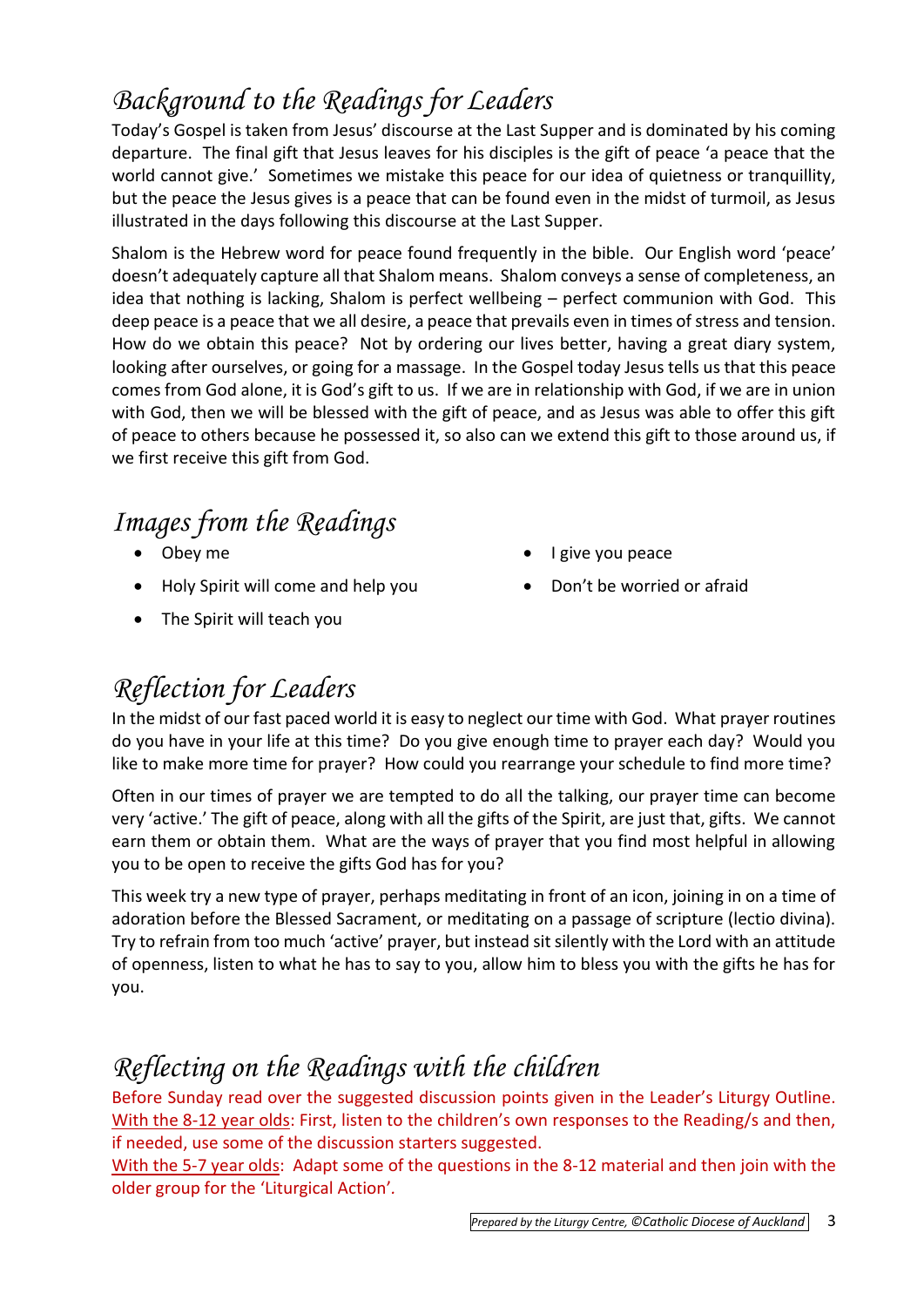## *Background to the Readings for Leaders*

Today's Gospel is taken from Jesus' discourse at the Last Supper and is dominated by his coming departure. The final gift that Jesus leaves for his disciples is the gift of peace 'a peace that the world cannot give.' Sometimes we mistake this peace for our idea of quietness or tranquillity, but the peace the Jesus gives is a peace that can be found even in the midst of turmoil, as Jesus illustrated in the days following this discourse at the Last Supper.

Shalom is the Hebrew word for peace found frequently in the bible. Our English word 'peace' doesn't adequately capture all that Shalom means. Shalom conveys a sense of completeness, an idea that nothing is lacking, Shalom is perfect wellbeing – perfect communion with God. This deep peace is a peace that we all desire, a peace that prevails even in times of stress and tension. How do we obtain this peace? Not by ordering our lives better, having a great diary system, looking after ourselves, or going for a massage. In the Gospel today Jesus tells us that this peace comes from God alone, it is God's gift to us. If we are in relationship with God, if we are in union with God, then we will be blessed with the gift of peace, and as Jesus was able to offer this gift of peace to others because he possessed it, so also can we extend this gift to those around us, if we first receive this gift from God.

## *Images from the Readings*

- Obey me
- Holy Spirit will come and help you
- The Spirit will teach you
- I give you peace
- Don't be worried or afraid

## *Reflection for Leaders*

In the midst of our fast paced world it is easy to neglect our time with God. What prayer routines do you have in your life at this time? Do you give enough time to prayer each day? Would you like to make more time for prayer? How could you rearrange your schedule to find more time?

Often in our times of prayer we are tempted to do all the talking, our prayer time can become very 'active.' The gift of peace, along with all the gifts of the Spirit, are just that, gifts. We cannot earn them or obtain them. What are the ways of prayer that you find most helpful in allowing you to be open to receive the gifts God has for you?

This week try a new type of prayer, perhaps meditating in front of an icon, joining in on a time of adoration before the Blessed Sacrament, or meditating on a passage of scripture (lectio divina). Try to refrain from too much 'active' prayer, but instead sit silently with the Lord with an attitude of openness, listen to what he has to say to you, allow him to bless you with the gifts he has for you.

## *Reflecting on the Readings with the children*

Before Sunday read over the suggested discussion points given in the Leader's Liturgy Outline.
With the 8-12 year olds: First, listen to the children's own responses to the Reading/s and then, if needed, use some of the discussion starters suggested.
With the 5-7 year olds: Adapt some of the questions in the 8-12 material and then join with the older group for the 'Liturgical Action'.

*Prepared by the Liturgy Centre, ©Catholic Diocese of Auckland*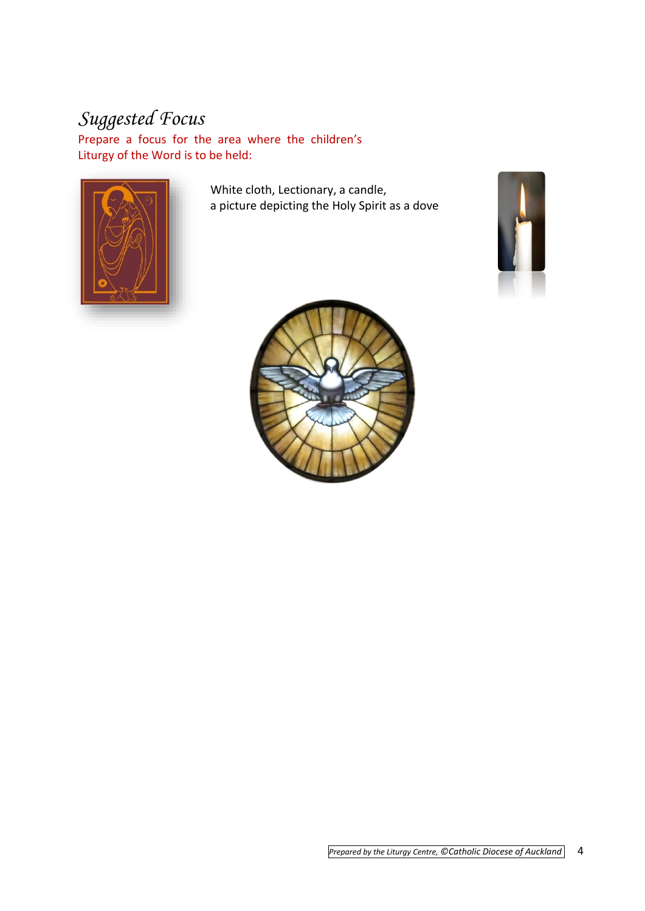# *Suggested Focus*

Prepare a focus for the area where the children's Liturgy of the Word is to be held:

White cloth, Lectionary, a candle,
a picture depicting the Holy Spirit as a dove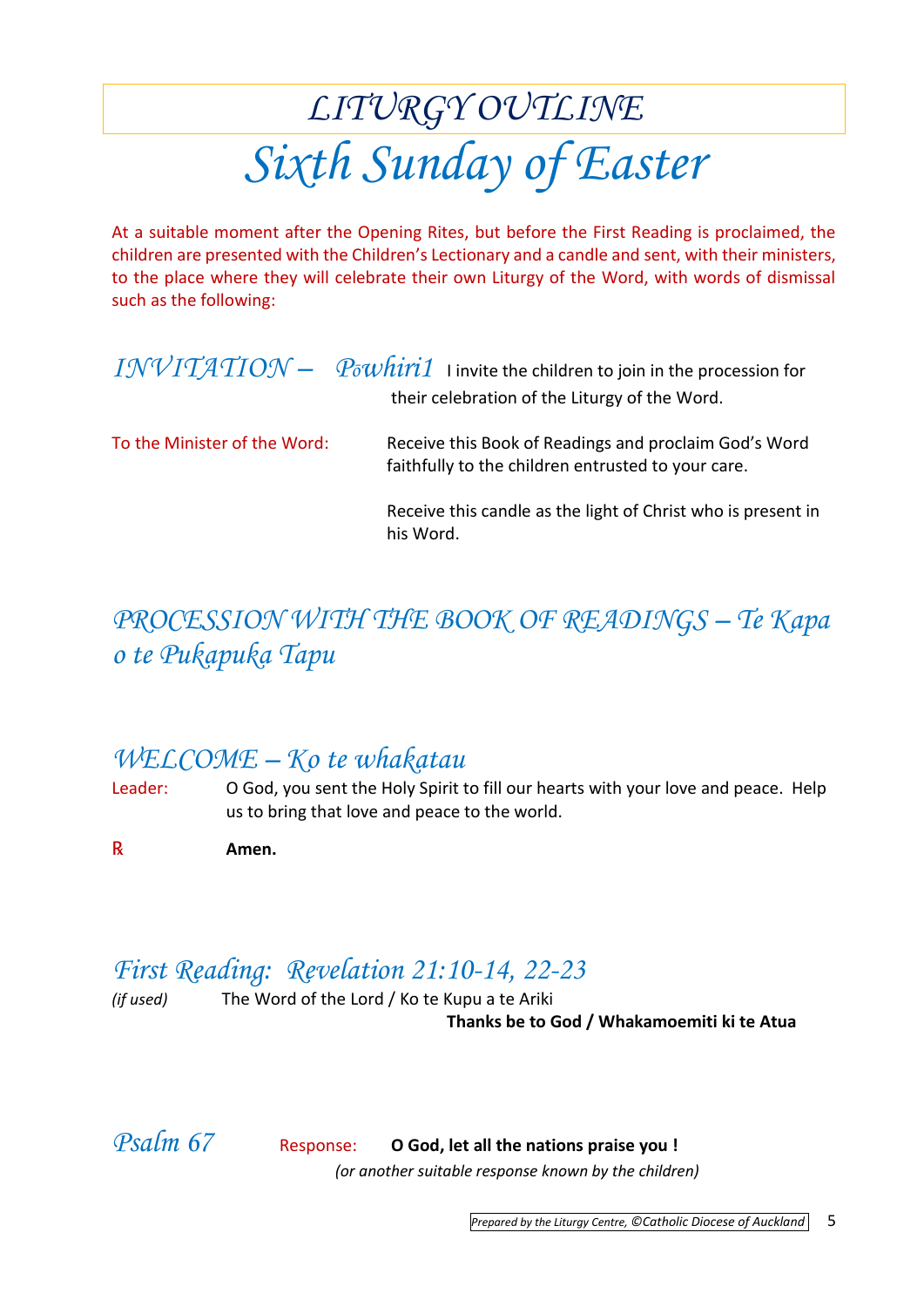# *LITURGY OUTLINE*

# *Sixth Sunday of Easter*

At a suitable moment after the Opening Rites, but before the First Reading is proclaimed, the children are presented with the Children's Lectionary and a candle and sent, with their ministers, to the place where they will celebrate their own Liturgy of the Word, with words of dismissal such as the following:

## *INVITATION – Pōwhiri1*

I invite the children to join in the procession for their celebration of the Liturgy of the Word.

To the Minister of the Word: Receive this Book of Readings and proclaim God's Word faithfully to the children entrusted to your care.

Receive this candle as the light of Christ who is present in his Word.

## *PROCESSION WITH THE BOOK OF READINGS – Te Kapa o te Pukapuka Tapu*

## *WELCOME – Ko te whakatau*

Leader: O God, you sent the Holy Spirit to fill our hearts with your love and peace. Help us to bring that love and peace to the world.

℞ **Amen.**

## *First Reading: Revelation 21:10-14, 22-23*

*(if used)* The Word of the Lord / Ko te Kupu a te Ariki

**Thanks be to God / Whakamoemiti ki te Atua**

## *Psalm 67*

Response: **O God, let all the nations praise you !**

*(or another suitable response known by the children)*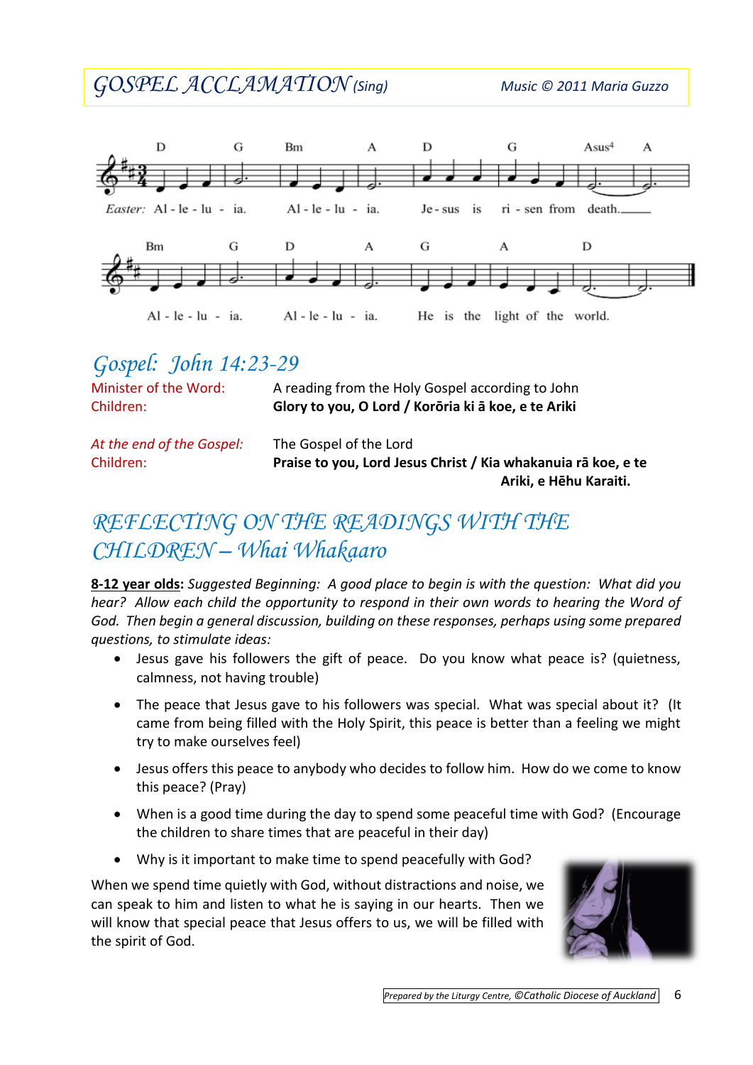## GOSPEL ACCLAMATION *(Sing)*

*Music © 2011 Maria Guzzo*

*Easter:* Al - le - lu - ia. Al - le - lu - ia. Je - sus is ri - sen from death.

Al - le - lu - ia. Al - le - lu - ia. He is the light of the world.

## Gospel: John 14:23-29

| | |
|---|---|
| Minister of the Word: | A reading from the Holy Gospel according to John |
| Children: | **Glory to you, O Lord / Korōria ki ā koe, e te Ariki** |
| *At the end of the Gospel:* | The Gospel of the Lord |
| Children: | **Praise to you, Lord Jesus Christ / Kia whakanuia rā koe, e te Ariki, e Hēhu Karaiti.** |

## REFLECTING ON THE READINGS WITH THE CHILDREN – Whai Whakaaro

**8-12 year olds:** *Suggested Beginning: A good place to begin is with the question: What did you hear? Allow each child the opportunity to respond in their own words to hearing the Word of God. Then begin a general discussion, building on these responses, perhaps using some prepared questions, to stimulate ideas:*

- Jesus gave his followers the gift of peace. Do you know what peace is? (quietness, calmness, not having trouble)
- The peace that Jesus gave to his followers was special. What was special about it? (It came from being filled with the Holy Spirit, this peace is better than a feeling we might try to make ourselves feel)
- Jesus offers this peace to anybody who decides to follow him. How do we come to know this peace? (Pray)
- When is a good time during the day to spend some peaceful time with God? (Encourage the children to share times that are peaceful in their day)
- Why is it important to make time to spend peacefully with God?

When we spend time quietly with God, without distractions and noise, we can speak to him and listen to what he is saying in our hearts. Then we will know that special peace that Jesus offers to us, we will be filled with the spirit of God.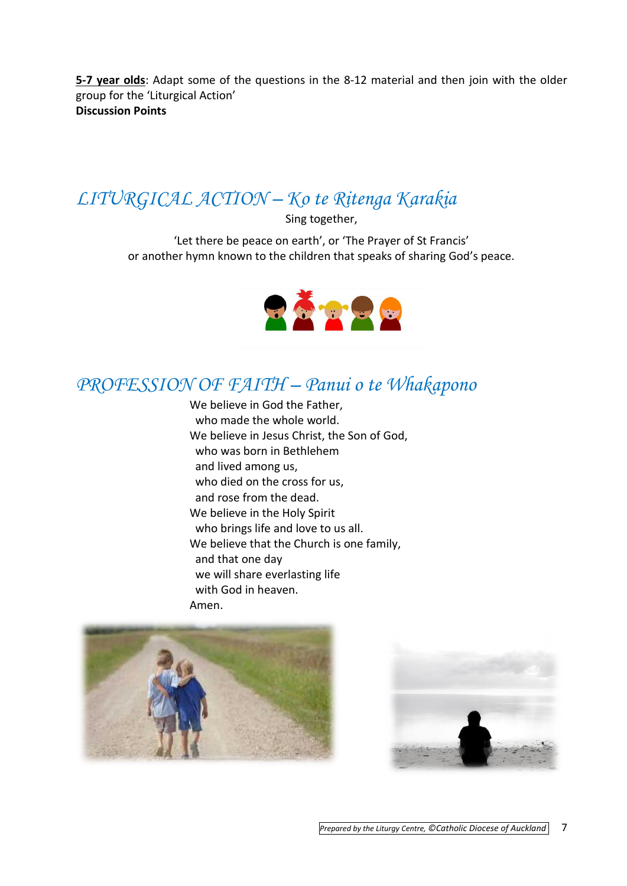**5-7 year olds**: Adapt some of the questions in the 8-12 material and then join with the older group for the 'Liturgical Action'

**Discussion Points**

## *LITURGICAL ACTION – Ko te Ritenga Karakia*

Sing together,

'Let there be peace on earth', or 'The Prayer of St Francis'
or another hymn known to the children that speaks of sharing God's peace.

## *PROFESSION OF FAITH – Panui o te Whakapono*

We believe in God the Father,
who made the whole world.
We believe in Jesus Christ, the Son of God,
who was born in Bethlehem
and lived among us,
who died on the cross for us,
and rose from the dead.
We believe in the Holy Spirit
who brings life and love to us all.
We believe that the Church is one family,
and that one day
we will share everlasting life
with God in heaven.
Amen.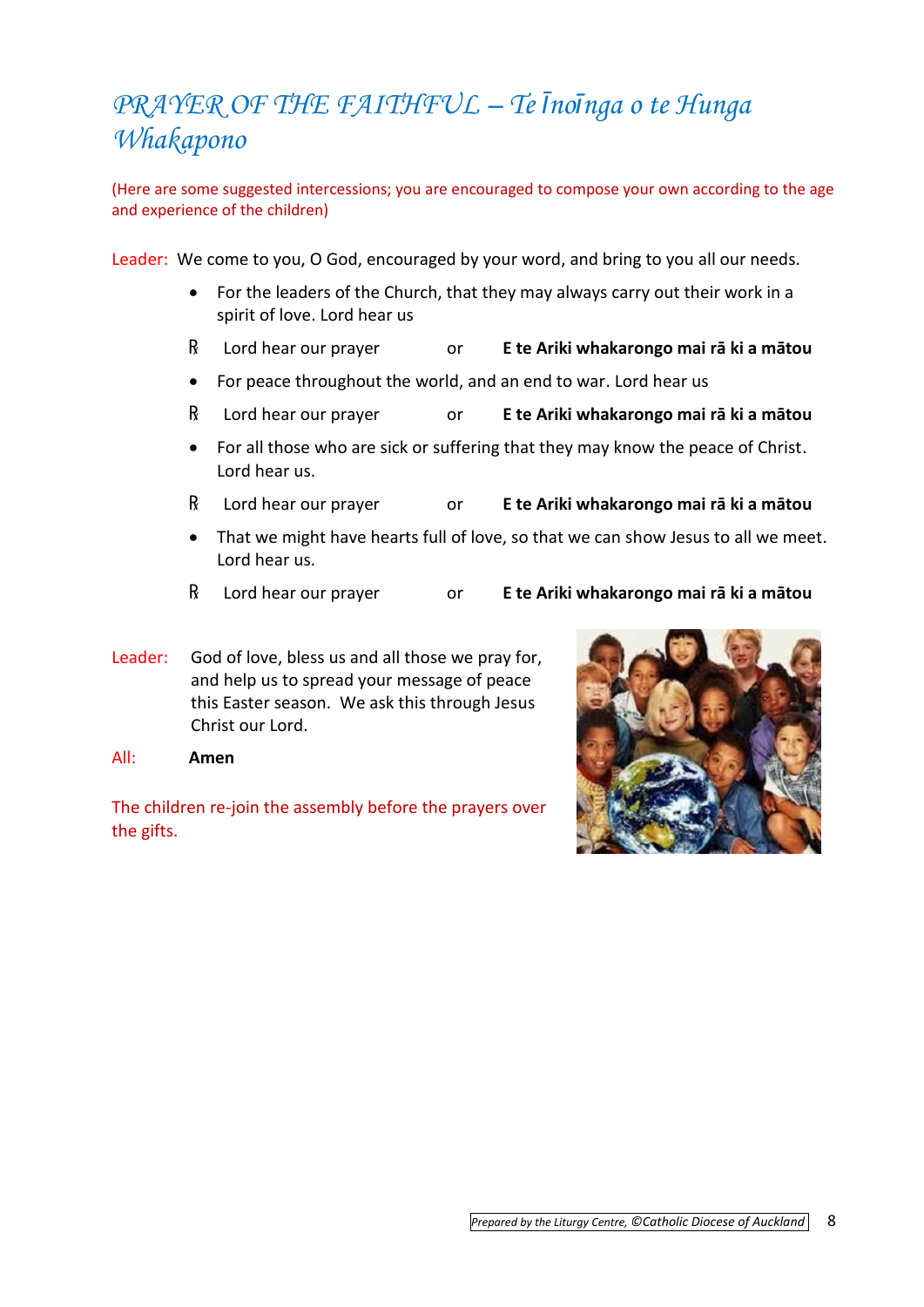# *PRAYER OF THE FAITHFUL – Te Īnoīnga o te Hunga Whakapono*

(Here are some suggested intercessions; you are encouraged to compose your own according to the age and experience of the children)

Leader: We come to you, O God, encouraged by your word, and bring to you all our needs.

- For the leaders of the Church, that they may always carry out their work in a spirit of love. Lord hear us

℟ Lord hear our prayer or **E te Ariki whakarongo mai rā ki a mātou**

- For peace throughout the world, and an end to war. Lord hear us

℟ Lord hear our prayer or **E te Ariki whakarongo mai rā ki a mātou**

- For all those who are sick or suffering that they may know the peace of Christ. Lord hear us.

℟ Lord hear our prayer or **E te Ariki whakarongo mai rā ki a mātou**

- That we might have hearts full of love, so that we can show Jesus to all we meet. Lord hear us.

℟ Lord hear our prayer or **E te Ariki whakarongo mai rā ki a mātou**

Leader: God of love, bless us and all those we pray for, and help us to spread your message of peace this Easter season. We ask this through Jesus Christ our Lord.

All: **Amen**

The children re-join the assembly before the prayers over the gifts.